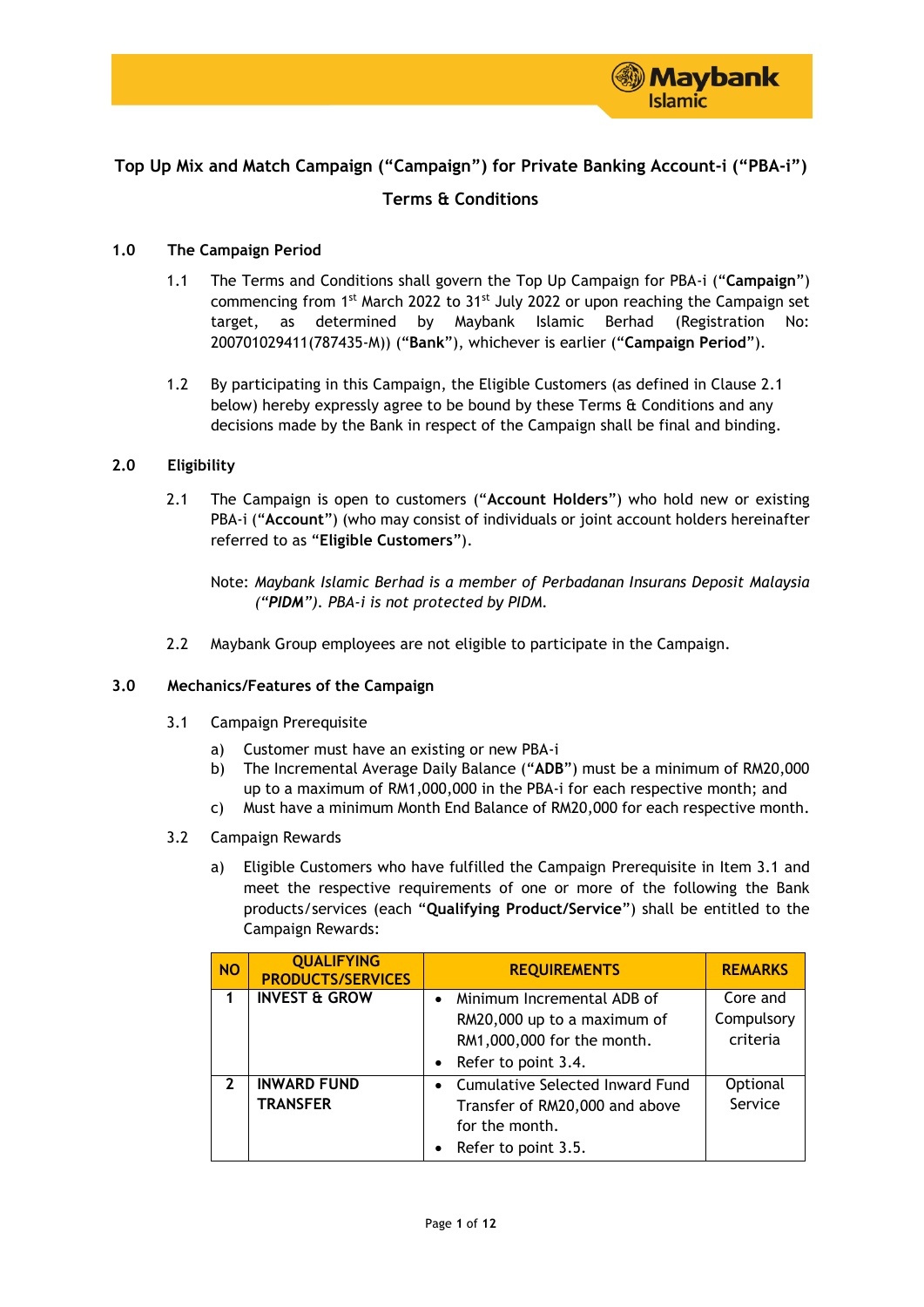# Top Up Mix and Match Campaign ("Campaign") for Private Banking Account-i ("PBA-i")

## Terms & Conditions

### 1.0 The Campaign Period

1.1 The Terms and Conditions shall govern the Top Up Campaign for PBA-i ("**Campaign**") commencing from 1st March 2022 to 31st July 2022 or upon reaching the Campaign set target, as determined by Maybank Islamic Berhad (Registration No: 200701029411(787435-M)) ("**Bank**"), whichever is earlier ("**Campaign Period**").

1.2 By participating in this Campaign, the Eligible Customers (as defined in Clause 2.1 below) hereby expressly agree to be bound by these Terms & Conditions and any decisions made by the Bank in respect of the Campaign shall be final and binding.

### 2.0 Eligibility

2.1 The Campaign is open to customers ("**Account Holders**") who hold new or existing PBA-i ("**Account**") (who may consist of individuals or joint account holders hereinafter referred to as "**Eligible Customers**").

Note: *Maybank Islamic Berhad is a member of Perbadanan Insurans Deposit Malaysia ("**PIDM**"). PBA-i is not protected by PIDM.*

2.2 Maybank Group employees are not eligible to participate in the Campaign.

### 3.0 Mechanics/Features of the Campaign

3.1 Campaign Prerequisite

a) Customer must have an existing or new PBA-i
b) The Incremental Average Daily Balance ("**ADB**") must be a minimum of RM20,000 up to a maximum of RM1,000,000 in the PBA-i for each respective month; and
c) Must have a minimum Month End Balance of RM20,000 for each respective month.

3.2 Campaign Rewards

a) Eligible Customers who have fulfilled the Campaign Prerequisite in Item 3.1 and meet the respective requirements of one or more of the following the Bank products/services (each "**Qualifying Product/Service**") shall be entitled to the Campaign Rewards:

| NO | QUALIFYING PRODUCTS/SERVICES | REQUIREMENTS | REMARKS |
|---|---|---|---|
| 1 | **INVEST & GROW** | • Minimum Incremental ADB of RM20,000 up to a maximum of RM1,000,000 for the month.<br>• Refer to point 3.4. | Core and Compulsory criteria |
| 2 | **INWARD FUND TRANSFER** | • Cumulative Selected Inward Fund Transfer of RM20,000 and above for the month.<br>• Refer to point 3.5. | Optional Service |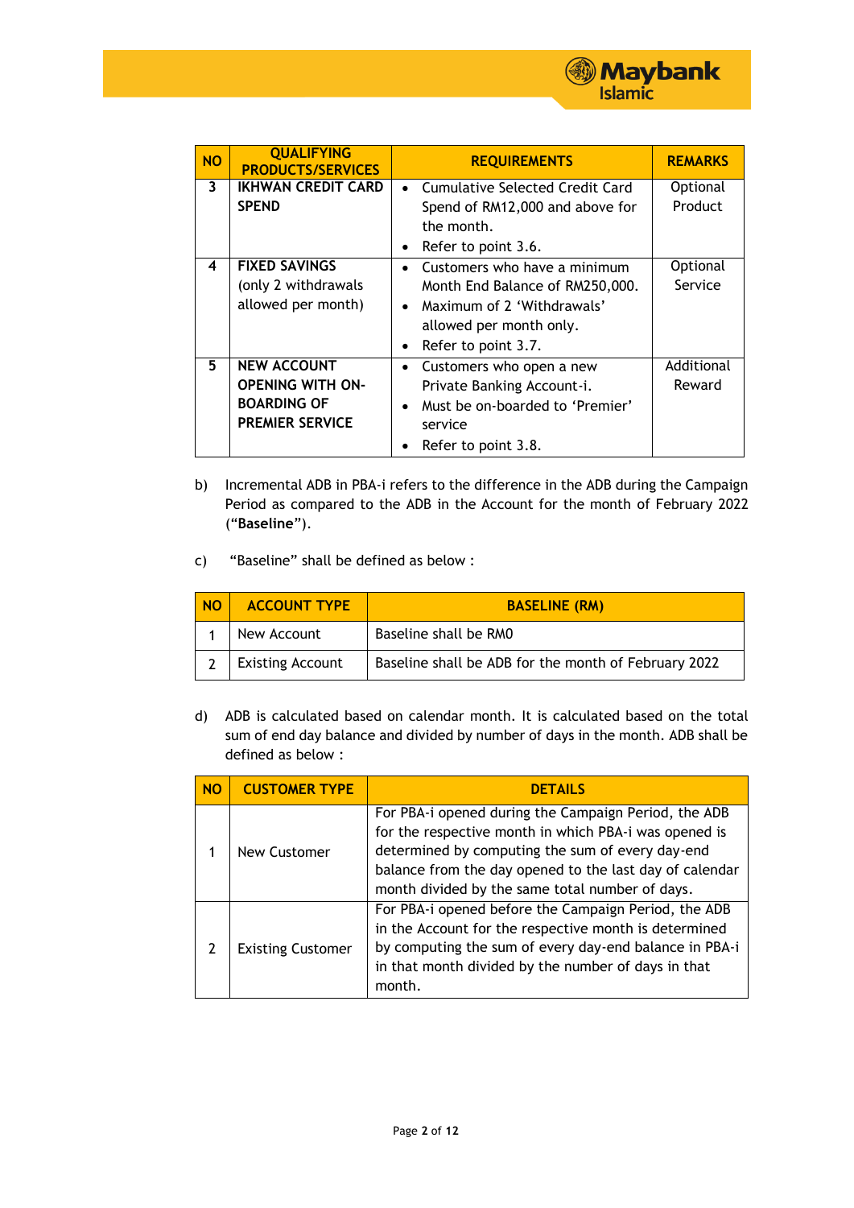| NO | QUALIFYING PRODUCTS/SERVICES | REQUIREMENTS | REMARKS |
|---|---|---|---|
| 3 | **IKHWAN CREDIT CARD SPEND** | • Cumulative Selected Credit Card Spend of RM12,000 and above for the month.<br>• Refer to point 3.6. | Optional Product |
| 4 | **FIXED SAVINGS** (only 2 withdrawals allowed per month) | • Customers who have a minimum Month End Balance of RM250,000.<br>• Maximum of 2 'Withdrawals' allowed per month only.<br>• Refer to point 3.7. | Optional Service |
| 5 | **NEW ACCOUNT OPENING WITH ON-BOARDING OF PREMIER SERVICE** | • Customers who open a new Private Banking Account-i.<br>• Must be on-boarded to 'Premier' service<br>• Refer to point 3.8. | Additional Reward |

b) Incremental ADB in PBA-i refers to the difference in the ADB during the Campaign Period as compared to the ADB in the Account for the month of February 2022 ("**Baseline**").

c) "Baseline" shall be defined as below :

| NO | ACCOUNT TYPE | BASELINE (RM) |
|---|---|---|
| 1 | New Account | Baseline shall be RM0 |
| 2 | Existing Account | Baseline shall be ADB for the month of February 2022 |

d) ADB is calculated based on calendar month. It is calculated based on the total sum of end day balance and divided by number of days in the month. ADB shall be defined as below :

| NO | CUSTOMER TYPE | DETAILS |
|---|---|---|
| 1 | New Customer | For PBA-i opened during the Campaign Period, the ADB for the respective month in which PBA-i was opened is determined by computing the sum of every day-end balance from the day opened to the last day of calendar month divided by the same total number of days. |
| 2 | Existing Customer | For PBA-i opened before the Campaign Period, the ADB in the Account for the respective month is determined by computing the sum of every day-end balance in PBA-i in that month divided by the number of days in that month. |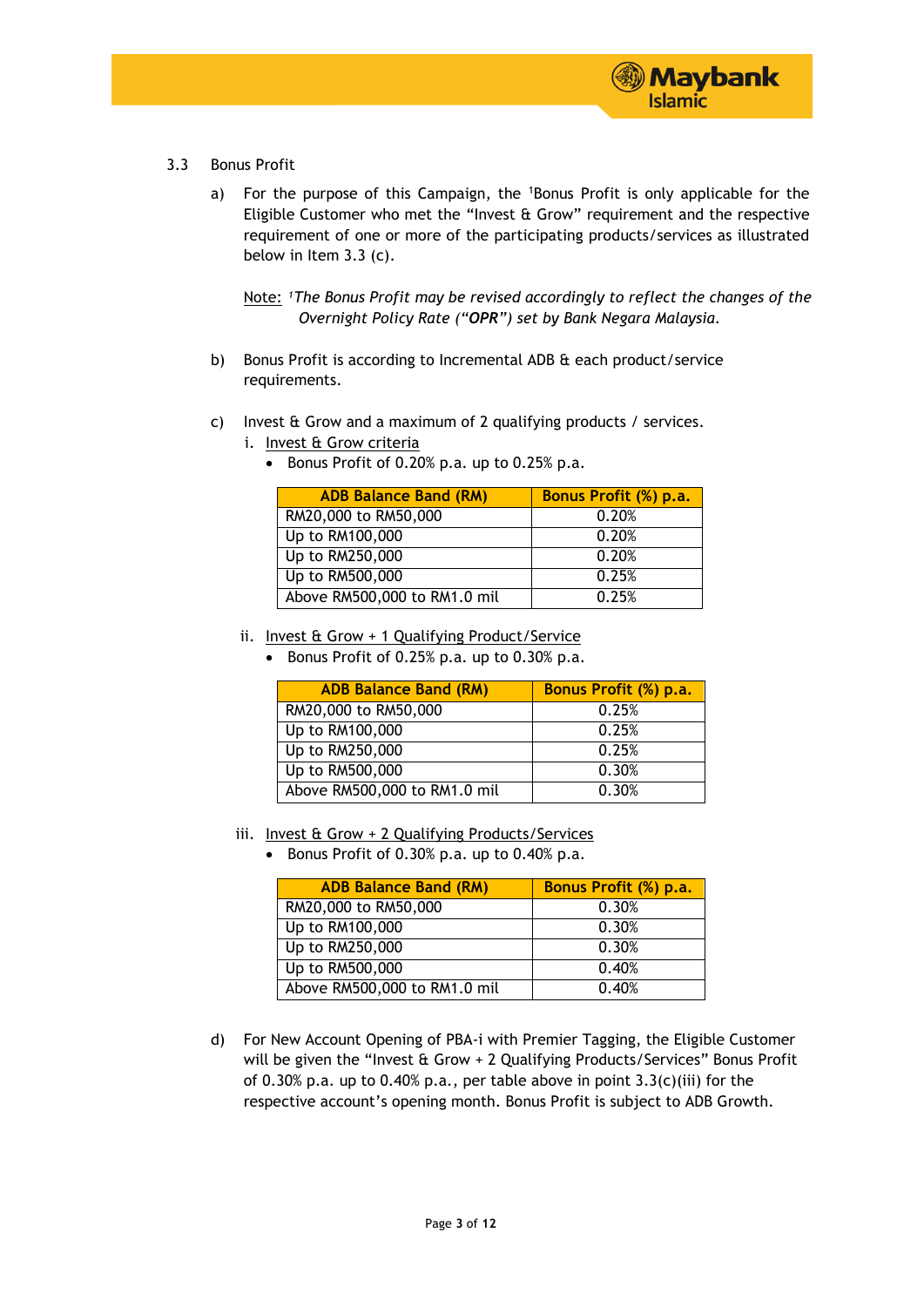3.3 Bonus Profit

a) For the purpose of this Campaign, the [1]Bonus Profit is only applicable for the Eligible Customer who met the "Invest & Grow" requirement and the respective requirement of one or more of the participating products/services as illustrated below in Item 3.3 (c).

Note: [1]*The Bonus Profit may be revised accordingly to reflect the changes of the Overnight Policy Rate ("**OPR**") set by Bank Negara Malaysia.*

b) Bonus Profit is according to Incremental ADB & each product/service requirements.

c) Invest & Grow and a maximum of 2 qualifying products / services.

i. Invest & Grow criteria

- Bonus Profit of 0.20% p.a. up to 0.25% p.a.

| ADB Balance Band (RM) | Bonus Profit (%) p.a. |
|---|---|
| RM20,000 to RM50,000 | 0.20% |
| Up to RM100,000 | 0.20% |
| Up to RM250,000 | 0.20% |
| Up to RM500,000 | 0.25% |
| Above RM500,000 to RM1.0 mil | 0.25% |

ii. Invest & Grow + 1 Qualifying Product/Service

- Bonus Profit of 0.25% p.a. up to 0.30% p.a.

| ADB Balance Band (RM) | Bonus Profit (%) p.a. |
|---|---|
| RM20,000 to RM50,000 | 0.25% |
| Up to RM100,000 | 0.25% |
| Up to RM250,000 | 0.25% |
| Up to RM500,000 | 0.30% |
| Above RM500,000 to RM1.0 mil | 0.30% |

iii. Invest & Grow + 2 Qualifying Products/Services

- Bonus Profit of 0.30% p.a. up to 0.40% p.a.

| ADB Balance Band (RM) | Bonus Profit (%) p.a. |
|---|---|
| RM20,000 to RM50,000 | 0.30% |
| Up to RM100,000 | 0.30% |
| Up to RM250,000 | 0.30% |
| Up to RM500,000 | 0.40% |
| Above RM500,000 to RM1.0 mil | 0.40% |

d) For New Account Opening of PBA-i with Premier Tagging, the Eligible Customer will be given the "Invest & Grow + 2 Qualifying Products/Services" Bonus Profit of 0.30% p.a. up to 0.40% p.a., per table above in point 3.3(c)(iii) for the respective account's opening month. Bonus Profit is subject to ADB Growth.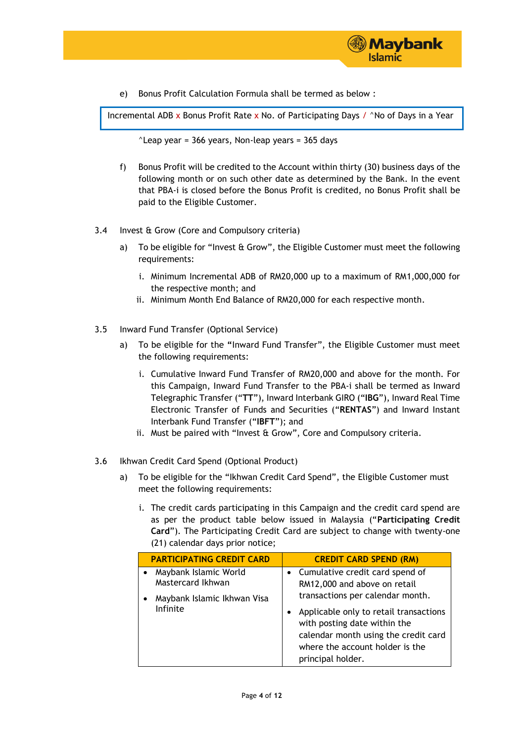e) Bonus Profit Calculation Formula shall be termed as below :

| Incremental ADB x Bonus Profit Rate x No. of Participating Days / ^No of Days in a Year |
|---|

^Leap year = 366 years, Non-leap years = 365 days

f) Bonus Profit will be credited to the Account within thirty (30) business days of the following month or on such other date as determined by the Bank. In the event that PBA-i is closed before the Bonus Profit is credited, no Bonus Profit shall be paid to the Eligible Customer.

3.4 Invest & Grow (Core and Compulsory criteria)

a) To be eligible for "Invest & Grow", the Eligible Customer must meet the following requirements:

i. Minimum Incremental ADB of RM20,000 up to a maximum of RM1,000,000 for the respective month; and

ii. Minimum Month End Balance of RM20,000 for each respective month.

3.5 Inward Fund Transfer (Optional Service)

a) To be eligible for the "Inward Fund Transfer", the Eligible Customer must meet the following requirements:

i. Cumulative Inward Fund Transfer of RM20,000 and above for the month. For this Campaign, Inward Fund Transfer to the PBA-i shall be termed as Inward Telegraphic Transfer ("**TT**"), Inward Interbank GIRO ("**IBG**"), Inward Real Time Electronic Transfer of Funds and Securities ("**RENTAS**") and Inward Instant Interbank Fund Transfer ("**IBFT**"); and

ii. Must be paired with "Invest & Grow", Core and Compulsory criteria.

3.6 Ikhwan Credit Card Spend (Optional Product)

a) To be eligible for the "Ikhwan Credit Card Spend", the Eligible Customer must meet the following requirements:

i. The credit cards participating in this Campaign and the credit card spend are as per the product table below issued in Malaysia ("**Participating Credit Card**"). The Participating Credit Card are subject to change with twenty-one (21) calendar days prior notice;

| PARTICIPATING CREDIT CARD | CREDIT CARD SPEND (RM) |
|---|---|
| • Maybank Islamic World Mastercard Ikhwan<br>• Maybank Islamic Ikhwan Visa Infinite | • Cumulative credit card spend of RM12,000 and above on retail transactions per calendar month.<br>• Applicable only to retail transactions with posting date within the calendar month using the credit card where the account holder is the principal holder. |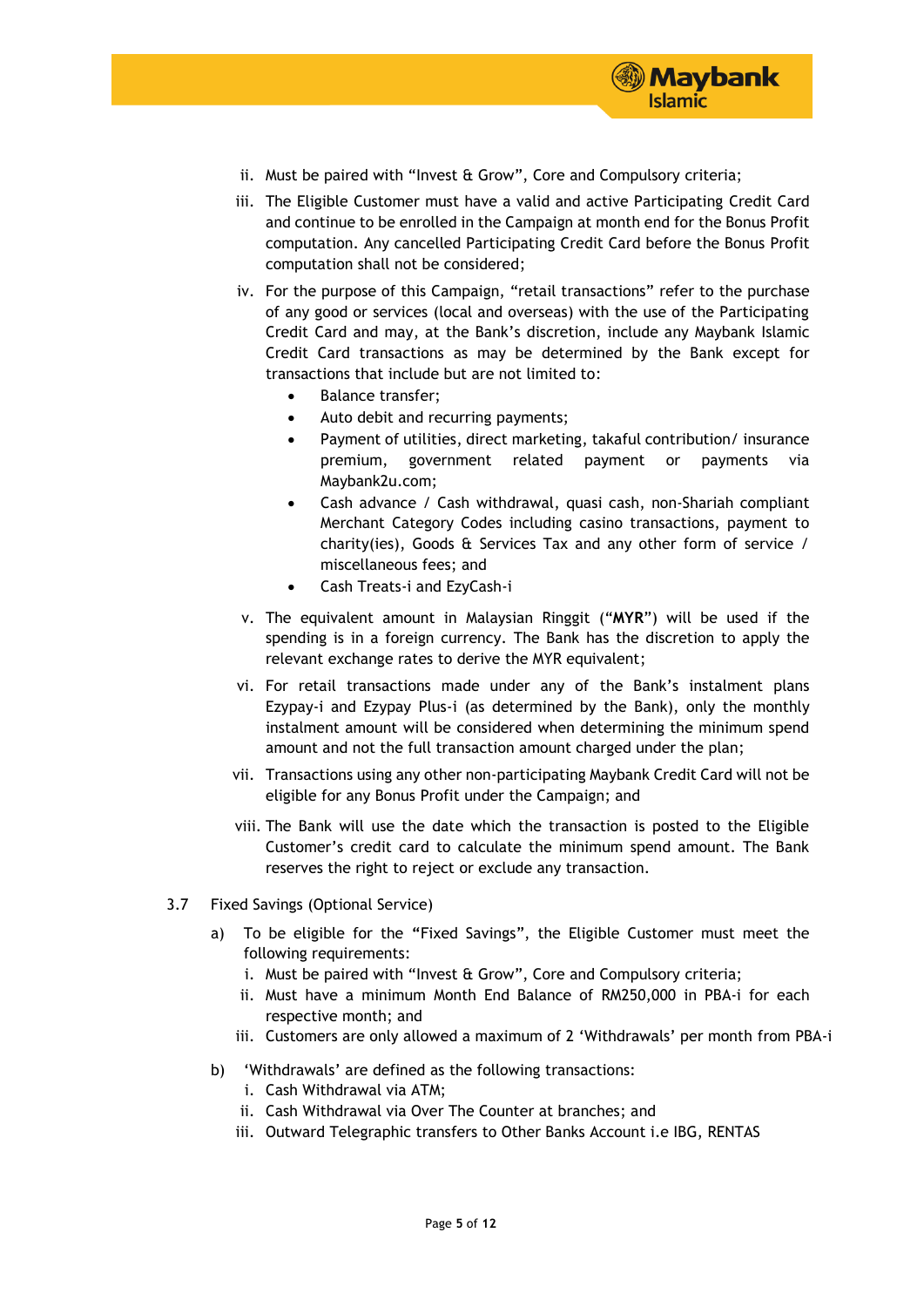ii. Must be paired with "Invest & Grow", Core and Compulsory criteria;

iii. The Eligible Customer must have a valid and active Participating Credit Card and continue to be enrolled in the Campaign at month end for the Bonus Profit computation. Any cancelled Participating Credit Card before the Bonus Profit computation shall not be considered;

iv. For the purpose of this Campaign, "retail transactions" refer to the purchase of any good or services (local and overseas) with the use of the Participating Credit Card and may, at the Bank's discretion, include any Maybank Islamic Credit Card transactions as may be determined by the Bank except for transactions that include but are not limited to:
   - Balance transfer;
   - Auto debit and recurring payments;
   - Payment of utilities, direct marketing, takaful contribution/ insurance premium, government related payment or payments via Maybank2u.com;
   - Cash advance / Cash withdrawal, quasi cash, non-Shariah compliant Merchant Category Codes including casino transactions, payment to charity(ies), Goods & Services Tax and any other form of service / miscellaneous fees; and
   - Cash Treats-i and EzyCash-i

v. The equivalent amount in Malaysian Ringgit ("**MYR**") will be used if the spending is in a foreign currency. The Bank has the discretion to apply the relevant exchange rates to derive the MYR equivalent;

vi. For retail transactions made under any of the Bank's instalment plans Ezypay-i and Ezypay Plus-i (as determined by the Bank), only the monthly instalment amount will be considered when determining the minimum spend amount and not the full transaction amount charged under the plan;

vii. Transactions using any other non-participating Maybank Credit Card will not be eligible for any Bonus Profit under the Campaign; and

viii. The Bank will use the date which the transaction is posted to the Eligible Customer's credit card to calculate the minimum spend amount. The Bank reserves the right to reject or exclude any transaction.

3.7 Fixed Savings (Optional Service)

a) To be eligible for the "Fixed Savings", the Eligible Customer must meet the following requirements:
   i. Must be paired with "Invest & Grow", Core and Compulsory criteria;
   ii. Must have a minimum Month End Balance of RM250,000 in PBA-i for each respective month; and
   iii. Customers are only allowed a maximum of 2 'Withdrawals' per month from PBA-i

b) 'Withdrawals' are defined as the following transactions:
   i. Cash Withdrawal via ATM;
   ii. Cash Withdrawal via Over The Counter at branches; and
   iii. Outward Telegraphic transfers to Other Banks Account i.e IBG, RENTAS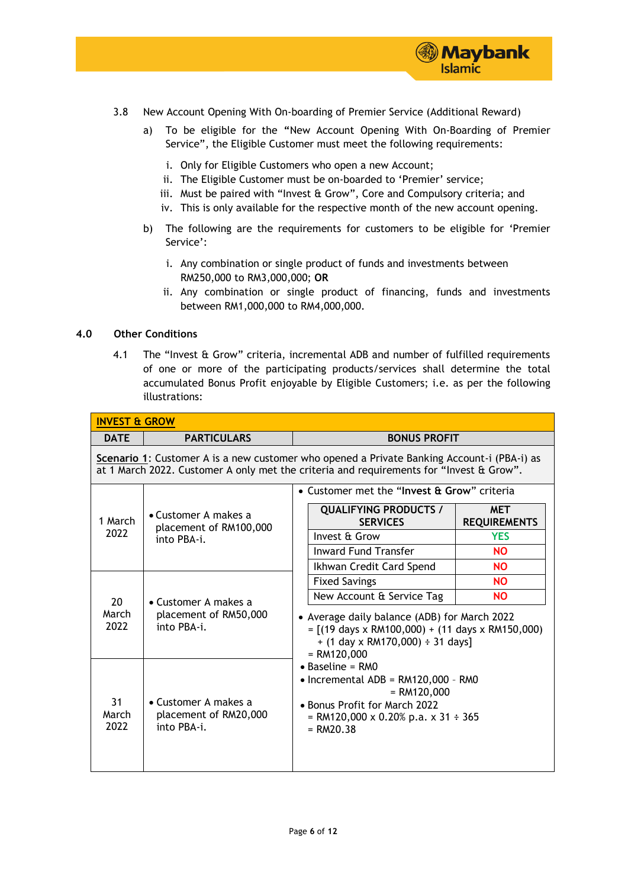3.8 New Account Opening With On-boarding of Premier Service (Additional Reward)

a) To be eligible for the "New Account Opening With On-Boarding of Premier Service", the Eligible Customer must meet the following requirements:

   i. Only for Eligible Customers who open a new Account;
   ii. The Eligible Customer must be on-boarded to 'Premier' service;
   iii. Must be paired with "Invest & Grow", Core and Compulsory criteria; and
   iv. This is only available for the respective month of the new account opening.

b) The following are the requirements for customers to be eligible for 'Premier Service':

   i. Any combination or single product of funds and investments between RM250,000 to RM3,000,000; **OR**
   ii. Any combination or single product of financing, funds and investments between RM1,000,000 to RM4,000,000.

## 4.0 Other Conditions

4.1 The "Invest & Grow" criteria, incremental ADB and number of fulfilled requirements of one or more of the participating products/services shall determine the total accumulated Bonus Profit enjoyable by Eligible Customers; i.e. as per the following illustrations:

| **INVEST & GROW** | | |
|---|---|---|
| **DATE** | **PARTICULARS** | **BONUS PROFIT** |
| **Scenario 1**: Customer A is a new customer who opened a Private Banking Account-i (PBA-i) as at 1 March 2022. Customer A only met the criteria and requirements for "Invest & Grow". | | |
| 1 March 2022 | • Customer A makes a placement of RM100,000 into PBA-i. | • Customer met the "**Invest & Grow**" criteria<br><br>QUALIFYING PRODUCTS / SERVICES — MET REQUIREMENTS:<br>Invest & Grow — YES<br>Inward Fund Transfer — NO<br>Ikhwan Credit Card Spend — NO<br>Fixed Savings — NO<br>New Account & Service Tag — NO<br><br>• Average daily balance (ADB) for March 2022<br>= [(19 days x RM100,000) + (11 days x RM150,000) + (1 day x RM170,000) ÷ 31 days]<br>= RM120,000<br>• Baseline = RM0<br>• Incremental ADB = RM120,000 – RM0<br>= RM120,000<br>• Bonus Profit for March 2022<br>= RM120,000 x 0.20% p.a. x 31 ÷ 365<br>= RM20.38 |
| 20 March 2022 | • Customer A makes a placement of RM50,000 into PBA-i. | |
| 31 March 2022 | • Customer A makes a placement of RM20,000 into PBA-i. | |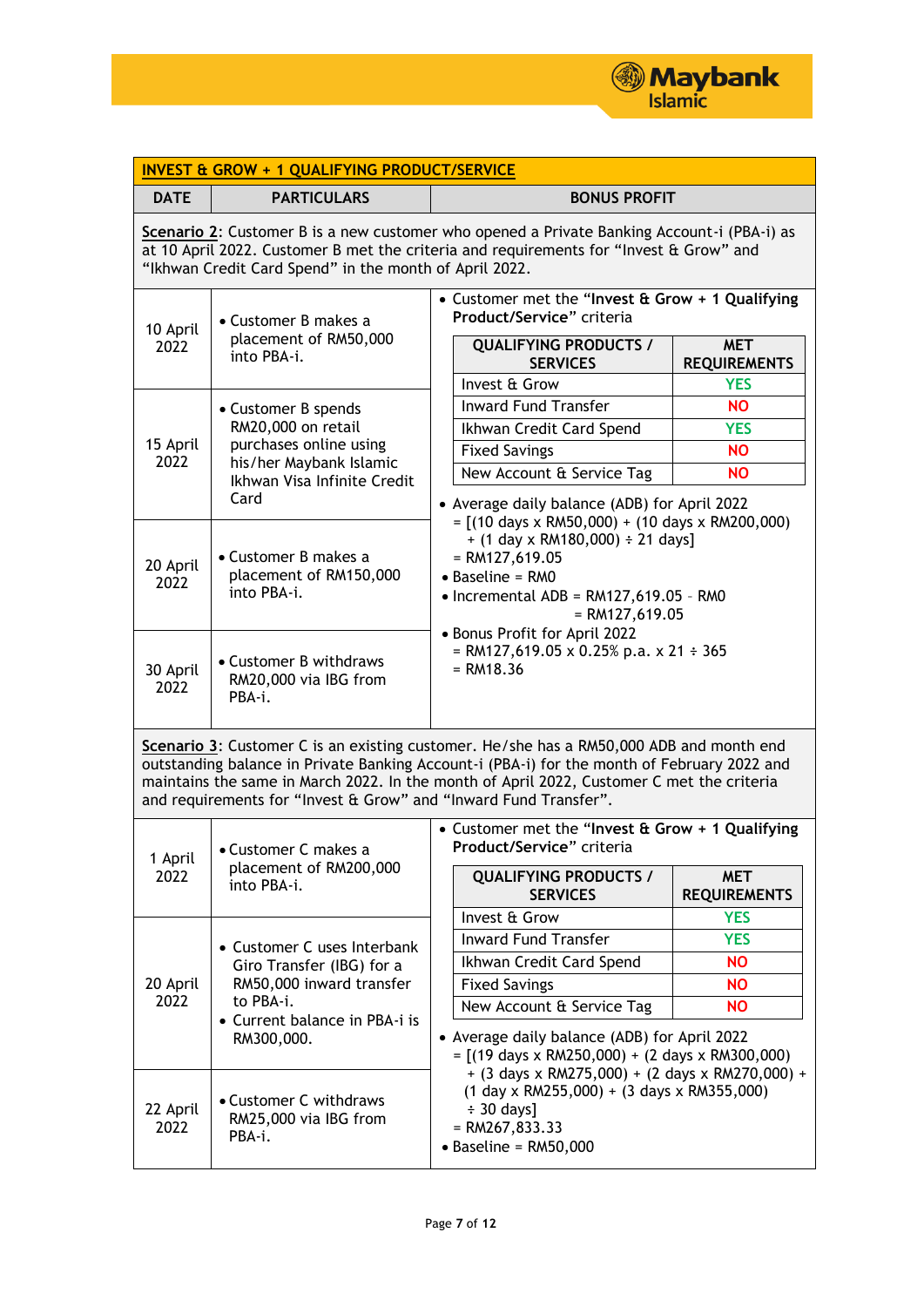## INVEST & GROW + 1 QUALIFYING PRODUCT/SERVICE

| DATE | PARTICULARS | BONUS PROFIT |
|---|---|---|

**Scenario 2**: Customer B is a new customer who opened a Private Banking Account-i (PBA-i) as at 10 April 2022. Customer B met the criteria and requirements for "Invest & Grow" and "Ikhwan Credit Card Spend" in the month of April 2022.

| DATE | PARTICULARS |
|---|---|
| 10 April 2022 | • Customer B makes a placement of RM50,000 into PBA-i. |
| 15 April 2022 | • Customer B spends RM20,000 on retail purchases online using his/her Maybank Islamic Ikhwan Visa Infinite Credit Card |
| 20 April 2022 | • Customer B makes a placement of RM150,000 into PBA-i. |
| 30 April 2022 | • Customer B withdraws RM20,000 via IBG from PBA-i. |

**Bonus Profit:**

- Customer met the "**Invest & Grow + 1 Qualifying Product/Service**" criteria

| QUALIFYING PRODUCTS / SERVICES | MET REQUIREMENTS |
|---|---|
| Invest & Grow | YES |
| Inward Fund Transfer | NO |
| Ikhwan Credit Card Spend | YES |
| Fixed Savings | NO |
| New Account & Service Tag | NO |

- Average daily balance (ADB) for April 2022
  = [(10 days x RM50,000) + (10 days x RM200,000) + (1 day x RM180,000) ÷ 21 days]
  = RM127,619.05
- Baseline = RM0
- Incremental ADB = RM127,619.05 – RM0
  = RM127,619.05
- Bonus Profit for April 2022
  = RM127,619.05 x 0.25% p.a. x 21 ÷ 365
  = RM18.36

**Scenario 3**: Customer C is an existing customer. He/she has a RM50,000 ADB and month end outstanding balance in Private Banking Account-i (PBA-i) for the month of February 2022 and maintains the same in March 2022. In the month of April 2022, Customer C met the criteria and requirements for "Invest & Grow" and "Inward Fund Transfer".

| DATE | PARTICULARS |
|---|---|
| 1 April 2022 | • Customer C makes a placement of RM200,000 into PBA-i. |
| 20 April 2022 | • Customer C uses Interbank Giro Transfer (IBG) for a RM50,000 inward transfer to PBA-i.<br>• Current balance in PBA-i is RM300,000. |
| 22 April 2022 | • Customer C withdraws RM25,000 via IBG from PBA-i. |

**Bonus Profit:**

- Customer met the "**Invest & Grow + 1 Qualifying Product/Service**" criteria

| QUALIFYING PRODUCTS / SERVICES | MET REQUIREMENTS |
|---|---|
| Invest & Grow | YES |
| Inward Fund Transfer | YES |
| Ikhwan Credit Card Spend | NO |
| Fixed Savings | NO |
| New Account & Service Tag | NO |

- Average daily balance (ADB) for April 2022
  = [(19 days x RM250,000) + (2 days x RM300,000) + (3 days x RM275,000) + (2 days x RM270,000) + (1 day x RM255,000) + (3 days x RM355,000) ÷ 30 days]
  = RM267,833.33
- Baseline = RM50,000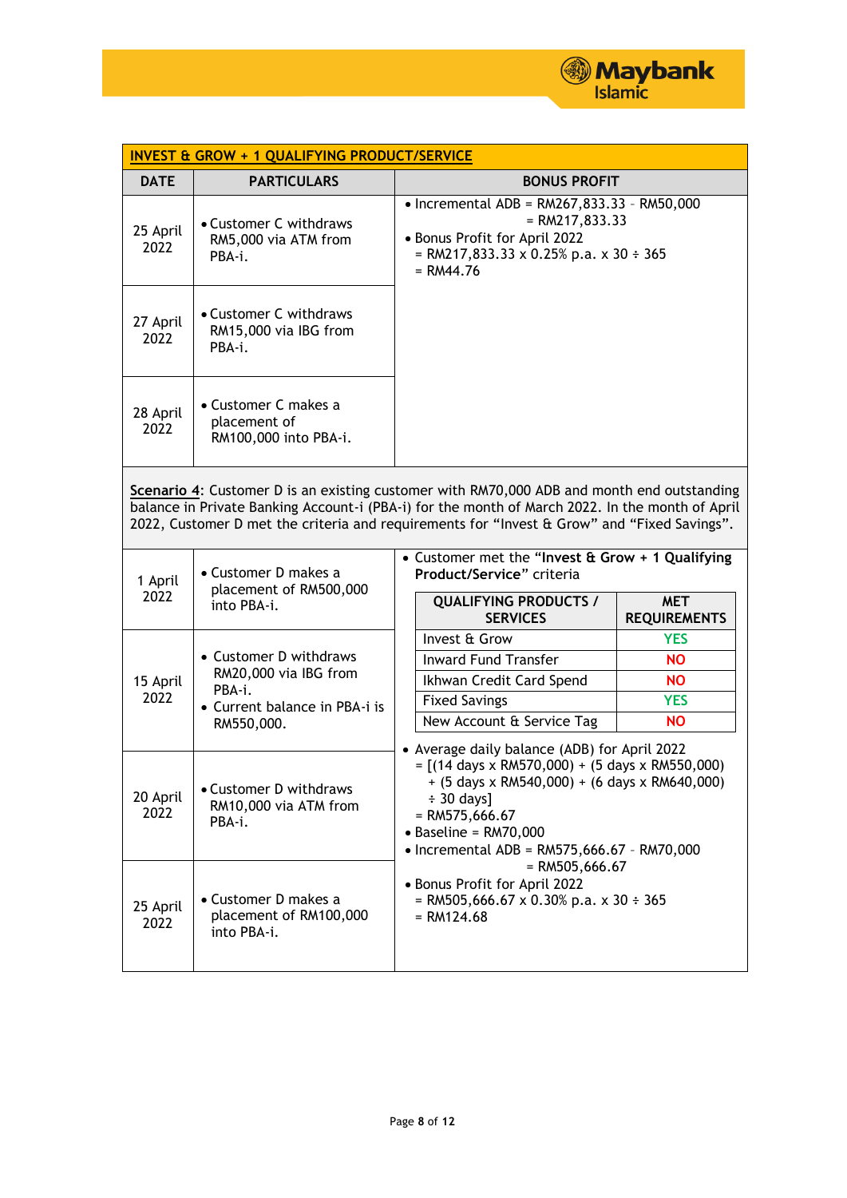**INVEST & GROW + 1 QUALIFYING PRODUCT/SERVICE**

| DATE | PARTICULARS | BONUS PROFIT |
|---|---|---|
| 25 April 2022 | • Customer C withdraws RM5,000 via ATM from PBA-i. | • Incremental ADB = RM267,833.33 – RM50,000 = RM217,833.33<br>• Bonus Profit for April 2022<br>= RM217,833.33 x 0.25% p.a. x 30 ÷ 365<br>= RM44.76 |
| 27 April 2022 | • Customer C withdraws RM15,000 via IBG from PBA-i. | |
| 28 April 2022 | • Customer C makes a placement of RM100,000 into PBA-i. | |

**Scenario 4**: Customer D is an existing customer with RM70,000 ADB and month end outstanding balance in Private Banking Account-i (PBA-i) for the month of March 2022. In the month of April 2022, Customer D met the criteria and requirements for "Invest & Grow" and "Fixed Savings".

| DATE | PARTICULARS | BONUS PROFIT |
|---|---|---|
| 1 April 2022 | • Customer D makes a placement of RM500,000 into PBA-i. | • Customer met the **"Invest & Grow + 1 Qualifying Product/Service"** criteria (see table below) |
| 15 April 2022 | • Customer D withdraws RM20,000 via IBG from PBA-i.<br>• Current balance in PBA-i is RM550,000. | |
| 20 April 2022 | • Customer D withdraws RM10,000 via ATM from PBA-i. | • Average daily balance (ADB) for April 2022<br>= [(14 days x RM570,000) + (5 days x RM550,000) + (5 days x RM540,000) + (6 days x RM640,000) ÷ 30 days]<br>= RM575,666.67<br>• Baseline = RM70,000<br>• Incremental ADB = RM575,666.67 – RM70,000 = RM505,666.67 |
| 25 April 2022 | • Customer D makes a placement of RM100,000 into PBA-i. | • Bonus Profit for April 2022<br>= RM505,666.67 x 0.30% p.a. x 30 ÷ 365<br>= RM124.68 |

| QUALIFYING PRODUCTS / SERVICES | MET REQUIREMENTS |
|---|---|
| Invest & Grow | YES |
| Inward Fund Transfer | NO |
| Ikhwan Credit Card Spend | NO |
| Fixed Savings | YES |
| New Account & Service Tag | NO |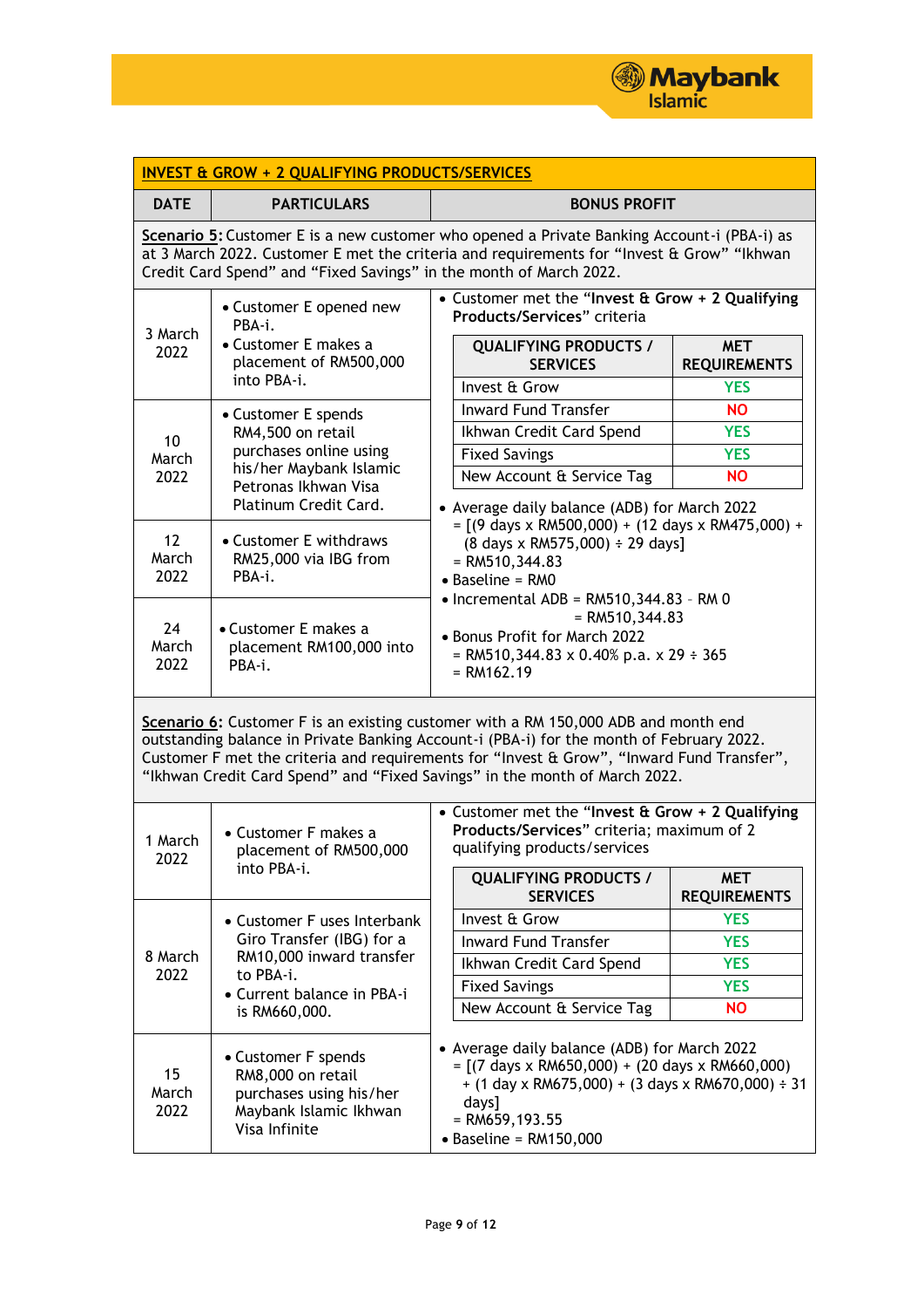| DATE | PARTICULARS | BONUS PROFIT |
|---|---|---|
| **INVEST & GROW + 2 QUALIFYING PRODUCTS/SERVICES** | | |
| **Scenario 5:** Customer E is a new customer who opened a Private Banking Account-i (PBA-i) as at 3 March 2022. Customer E met the criteria and requirements for "Invest & Grow" "Ikhwan Credit Card Spend" and "Fixed Savings" in the month of March 2022. | | |
| 3 March 2022 | • Customer E opened new PBA-i.<br>• Customer E makes a placement of RM500,000 into PBA-i. | • Customer met the **"Invest & Grow + 2 Qualifying Products/Services"** criteria<br><br>QUALIFYING PRODUCTS / SERVICES — MET REQUIREMENTS:<br>Invest & Grow — YES<br>Inward Fund Transfer — NO<br>Ikhwan Credit Card Spend — YES<br>Fixed Savings — YES<br>New Account & Service Tag — NO<br><br>• Average daily balance (ADB) for March 2022<br>= [(9 days x RM500,000) + (12 days x RM475,000) + (8 days x RM575,000) ÷ 29 days]<br>= RM510,344.83<br>• Baseline = RM0<br>• Incremental ADB = RM510,344.83 – RM 0<br>= RM510,344.83<br>• Bonus Profit for March 2022<br>= RM510,344.83 x 0.40% p.a. x 29 ÷ 365<br>= RM162.19 |
| 10 March 2022 | • Customer E spends RM4,500 on retail purchases online using his/her Maybank Islamic Petronas Ikhwan Visa Platinum Credit Card. | |
| 12 March 2022 | • Customer E withdraws RM25,000 via IBG from PBA-i. | |
| 24 March 2022 | • Customer E makes a placement RM100,000 into PBA-i. | |
| **Scenario 6:** Customer F is an existing customer with a RM 150,000 ADB and month end outstanding balance in Private Banking Account-i (PBA-i) for the month of February 2022. Customer F met the criteria and requirements for "Invest & Grow", "Inward Fund Transfer", "Ikhwan Credit Card Spend" and "Fixed Savings" in the month of March 2022. | | |
| 1 March 2022 | • Customer F makes a placement of RM500,000 into PBA-i. | • Customer met the **"Invest & Grow + 2 Qualifying Products/Services"** criteria; maximum of 2 qualifying products/services<br><br>QUALIFYING PRODUCTS / SERVICES — MET REQUIREMENTS:<br>Invest & Grow — YES<br>Inward Fund Transfer — YES<br>Ikhwan Credit Card Spend — YES<br>Fixed Savings — YES<br>New Account & Service Tag — NO |
| 8 March 2022 | • Customer F uses Interbank Giro Transfer (IBG) for a RM10,000 inward transfer to PBA-i.<br>• Current balance in PBA-i is RM660,000. | |
| 15 March 2022 | • Customer F spends RM8,000 on retail purchases using his/her Maybank Islamic Ikhwan Visa Infinite | • Average daily balance (ADB) for March 2022<br>= [(7 days x RM650,000) + (20 days x RM660,000) + (1 day x RM675,000) + (3 days x RM670,000) ÷ 31 days]<br>= RM659,193.55<br>• Baseline = RM150,000 |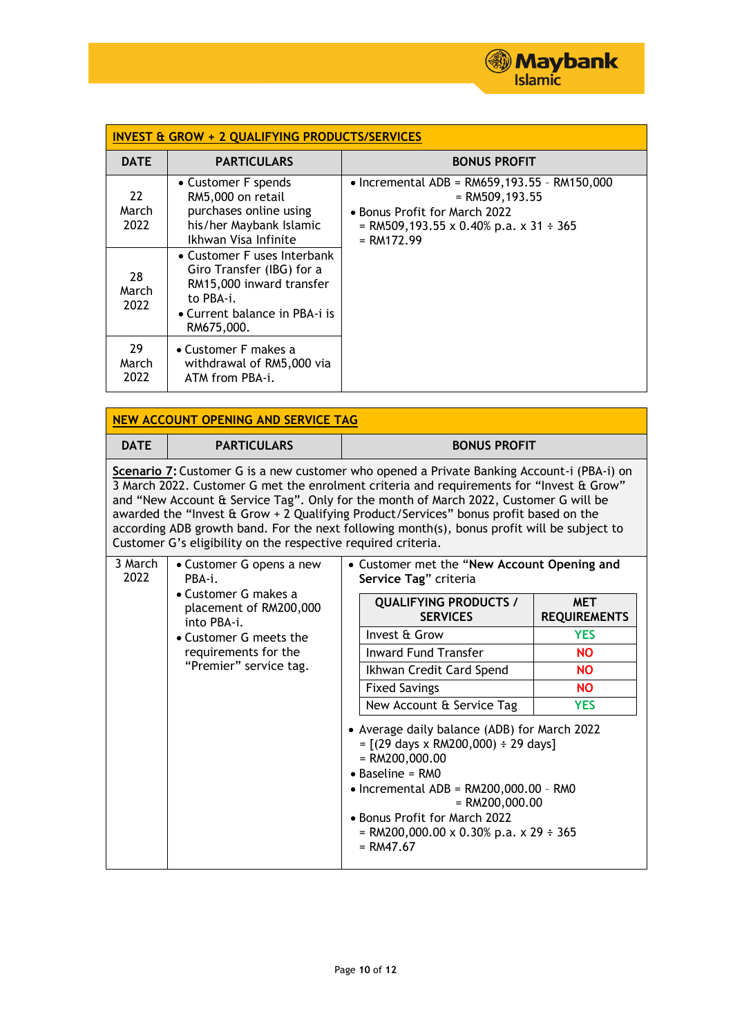| INVEST & GROW + 2 QUALIFYING PRODUCTS/SERVICES | | |
|---|---|---|
| **DATE** | **PARTICULARS** | **BONUS PROFIT** |
| 22 March 2022 | • Customer F spends RM5,000 on retail purchases online using his/her Maybank Islamic Ikhwan Visa Infinite | • Incremental ADB = RM659,193.55 – RM150,000 = RM509,193.55<br>• Bonus Profit for March 2022 = RM509,193.55 x 0.40% p.a. x 31 ÷ 365 = RM172.99 |
| 28 March 2022 | • Customer F uses Interbank Giro Transfer (IBG) for a RM15,000 inward transfer to PBA-i.<br>• Current balance in PBA-i is RM675,000. | |
| 29 March 2022 | • Customer F makes a withdrawal of RM5,000 via ATM from PBA-i. | |

| NEW ACCOUNT OPENING AND SERVICE TAG | | |
|---|---|---|
| **DATE** | **PARTICULARS** | **BONUS PROFIT** |
| **Scenario 7:** Customer G is a new customer who opened a Private Banking Account-i (PBA-i) on 3 March 2022. Customer G met the enrolment criteria and requirements for "Invest & Grow" and "New Account & Service Tag". Only for the month of March 2022, Customer G will be awarded the "Invest & Grow + 2 Qualifying Product/Services" bonus profit based on the according ADB growth band. For the next following month(s), bonus profit will be subject to Customer G's eligibility on the respective required criteria. | | |
| 3 March 2022 | • Customer G opens a new PBA-i.<br>• Customer G makes a placement of RM200,000 into PBA-i.<br>• Customer G meets the requirements for the "Premier" service tag. | • Customer met the **"New Account Opening and Service Tag"** criteria<br><br>QUALIFYING PRODUCTS / SERVICES — MET REQUIREMENTS:<br>Invest & Grow — YES<br>Inward Fund Transfer — NO<br>Ikhwan Credit Card Spend — NO<br>Fixed Savings — NO<br>New Account & Service Tag — YES<br><br>• Average daily balance (ADB) for March 2022 = [(29 days x RM200,000) ÷ 29 days] = RM200,000.00<br>• Baseline = RM0<br>• Incremental ADB = RM200,000.00 – RM0 = RM200,000.00<br>• Bonus Profit for March 2022 = RM200,000.00 x 0.30% p.a. x 29 ÷ 365 = RM47.67 |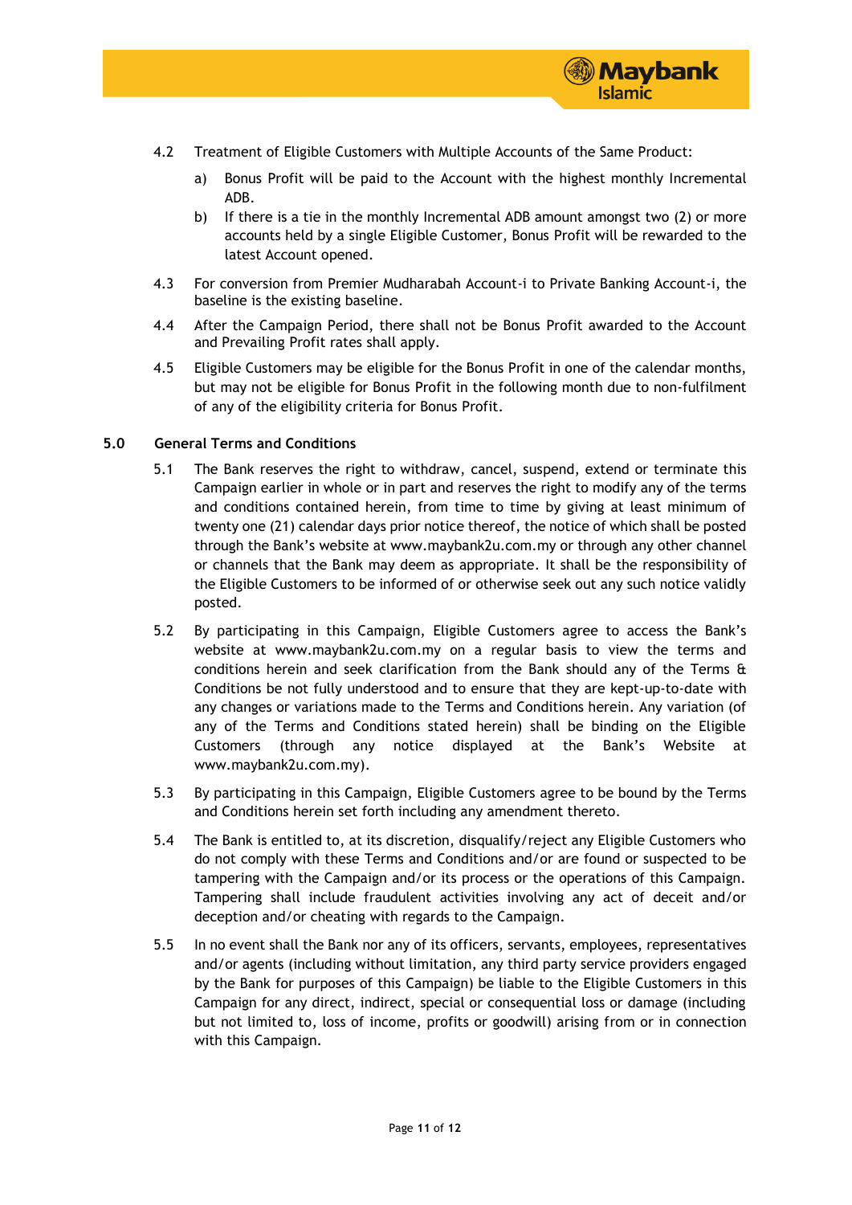4.2 Treatment of Eligible Customers with Multiple Accounts of the Same Product:

   a) Bonus Profit will be paid to the Account with the highest monthly Incremental ADB.

   b) If there is a tie in the monthly Incremental ADB amount amongst two (2) or more accounts held by a single Eligible Customer, Bonus Profit will be rewarded to the latest Account opened.

4.3 For conversion from Premier Mudharabah Account-i to Private Banking Account-i, the baseline is the existing baseline.

4.4 After the Campaign Period, there shall not be Bonus Profit awarded to the Account and Prevailing Profit rates shall apply.

4.5 Eligible Customers may be eligible for the Bonus Profit in one of the calendar months, but may not be eligible for Bonus Profit in the following month due to non-fulfilment of any of the eligibility criteria for Bonus Profit.

## 5.0 General Terms and Conditions

5.1 The Bank reserves the right to withdraw, cancel, suspend, extend or terminate this Campaign earlier in whole or in part and reserves the right to modify any of the terms and conditions contained herein, from time to time by giving at least minimum of twenty one (21) calendar days prior notice thereof, the notice of which shall be posted through the Bank's website at www.maybank2u.com.my or through any other channel or channels that the Bank may deem as appropriate. It shall be the responsibility of the Eligible Customers to be informed of or otherwise seek out any such notice validly posted.

5.2 By participating in this Campaign, Eligible Customers agree to access the Bank's website at www.maybank2u.com.my on a regular basis to view the terms and conditions herein and seek clarification from the Bank should any of the Terms & Conditions be not fully understood and to ensure that they are kept-up-to-date with any changes or variations made to the Terms and Conditions herein. Any variation (of any of the Terms and Conditions stated herein) shall be binding on the Eligible Customers (through any notice displayed at the Bank's Website at www.maybank2u.com.my).

5.3 By participating in this Campaign, Eligible Customers agree to be bound by the Terms and Conditions herein set forth including any amendment thereto.

5.4 The Bank is entitled to, at its discretion, disqualify/reject any Eligible Customers who do not comply with these Terms and Conditions and/or are found or suspected to be tampering with the Campaign and/or its process or the operations of this Campaign. Tampering shall include fraudulent activities involving any act of deceit and/or deception and/or cheating with regards to the Campaign.

5.5 In no event shall the Bank nor any of its officers, servants, employees, representatives and/or agents (including without limitation, any third party service providers engaged by the Bank for purposes of this Campaign) be liable to the Eligible Customers in this Campaign for any direct, indirect, special or consequential loss or damage (including but not limited to, loss of income, profits or goodwill) arising from or in connection with this Campaign.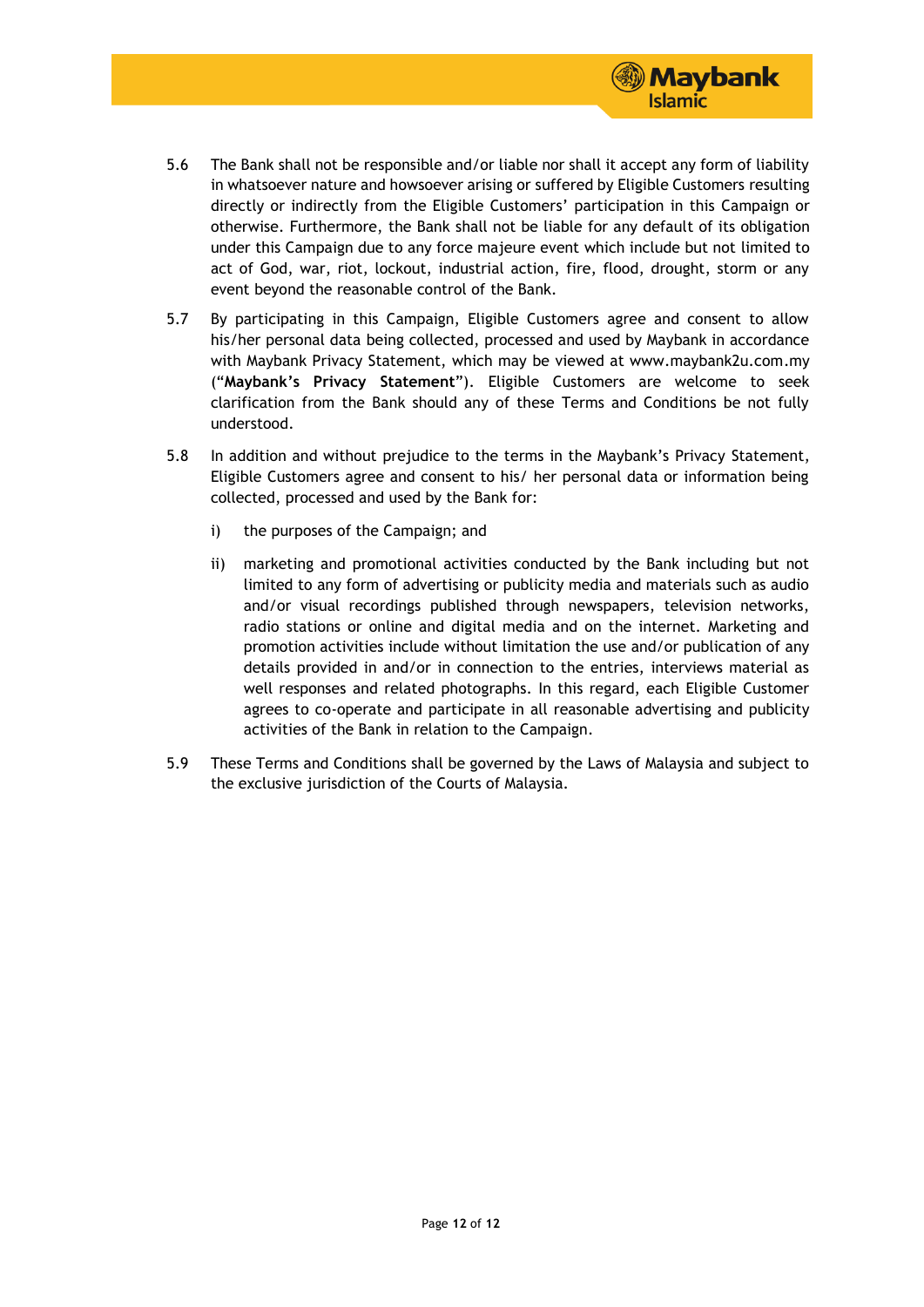5.6 The Bank shall not be responsible and/or liable nor shall it accept any form of liability in whatsoever nature and howsoever arising or suffered by Eligible Customers resulting directly or indirectly from the Eligible Customers' participation in this Campaign or otherwise. Furthermore, the Bank shall not be liable for any default of its obligation under this Campaign due to any force majeure event which include but not limited to act of God, war, riot, lockout, industrial action, fire, flood, drought, storm or any event beyond the reasonable control of the Bank.

5.7 By participating in this Campaign, Eligible Customers agree and consent to allow his/her personal data being collected, processed and used by Maybank in accordance with Maybank Privacy Statement, which may be viewed at www.maybank2u.com.my ("**Maybank's Privacy Statement**"). Eligible Customers are welcome to seek clarification from the Bank should any of these Terms and Conditions be not fully understood.

5.8 In addition and without prejudice to the terms in the Maybank's Privacy Statement, Eligible Customers agree and consent to his/ her personal data or information being collected, processed and used by the Bank for:

i) the purposes of the Campaign; and

ii) marketing and promotional activities conducted by the Bank including but not limited to any form of advertising or publicity media and materials such as audio and/or visual recordings published through newspapers, television networks, radio stations or online and digital media and on the internet. Marketing and promotion activities include without limitation the use and/or publication of any details provided in and/or in connection to the entries, interviews material as well responses and related photographs. In this regard, each Eligible Customer agrees to co-operate and participate in all reasonable advertising and publicity activities of the Bank in relation to the Campaign.

5.9 These Terms and Conditions shall be governed by the Laws of Malaysia and subject to the exclusive jurisdiction of the Courts of Malaysia.